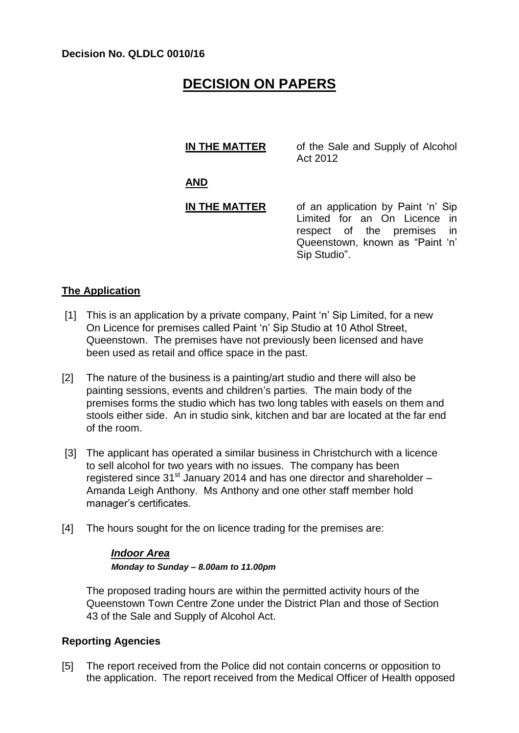**Decision No. QLDLC 0010/16**

# DECISION ON PAPERS

**IN THE MATTER** of the Sale and Supply of Alcohol Act 2012

**AND**

**IN THE MATTER** of an application by Paint 'n' Sip Limited for an On Licence in respect of the premises in Queenstown, known as "Paint 'n' Sip Studio".

## The Application

[1] This is an application by a private company, Paint 'n' Sip Limited, for a new On Licence for premises called Paint 'n' Sip Studio at 10 Athol Street, Queenstown. The premises have not previously been licensed and have been used as retail and office space in the past.

[2] The nature of the business is a painting/art studio and there will also be painting sessions, events and children's parties. The main body of the premises forms the studio which has two long tables with easels on them and stools either side. An in studio sink, kitchen and bar are located at the far end of the room.

[3] The applicant has operated a similar business in Christchurch with a licence to sell alcohol for two years with no issues. The company has been registered since 31st January 2014 and has one director and shareholder – Amanda Leigh Anthony. Ms Anthony and one other staff member hold manager's certificates.

[4] The hours sought for the on licence trading for the premises are:

***Indoor Area***

***Monday to Sunday – 8.00am to 11.00pm***

The proposed trading hours are within the permitted activity hours of the Queenstown Town Centre Zone under the District Plan and those of Section 43 of the Sale and Supply of Alcohol Act.

## Reporting Agencies

[5] The report received from the Police did not contain concerns or opposition to the application. The report received from the Medical Officer of Health opposed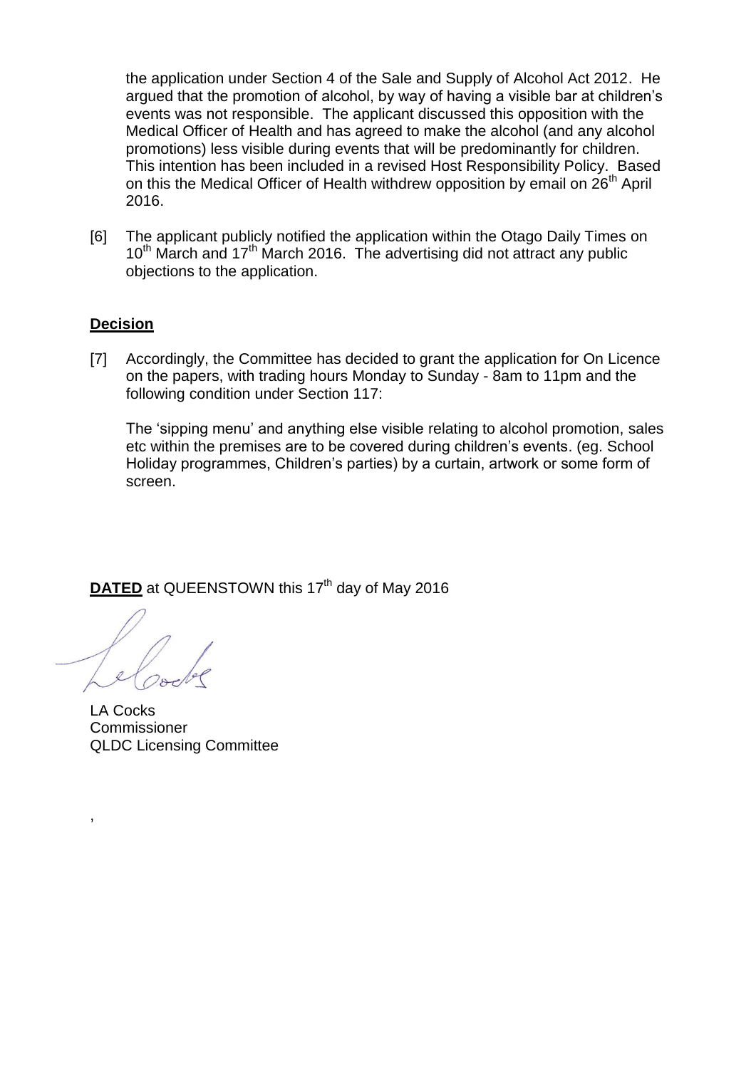the application under Section 4 of the Sale and Supply of Alcohol Act 2012. He argued that the promotion of alcohol, by way of having a visible bar at children's events was not responsible. The applicant discussed this opposition with the Medical Officer of Health and has agreed to make the alcohol (and any alcohol promotions) less visible during events that will be predominantly for children. This intention has been included in a revised Host Responsibility Policy. Based on this the Medical Officer of Health withdrew opposition by email on 26th April 2016.

[6] The applicant publicly notified the application within the Otago Daily Times on 10th March and 17th March 2016. The advertising did not attract any public objections to the application.

## **Decision**

[7] Accordingly, the Committee has decided to grant the application for On Licence on the papers, with trading hours Monday to Sunday - 8am to 11pm and the following condition under Section 117:

The 'sipping menu' and anything else visible relating to alcohol promotion, sales etc within the premises are to be covered during children's events. (eg. School Holiday programmes, Children's parties) by a curtain, artwork or some form of screen.

**DATED** at QUEENSTOWN this 17th day of May 2016

LA Cocks
Commissioner
QLDC Licensing Committee

,